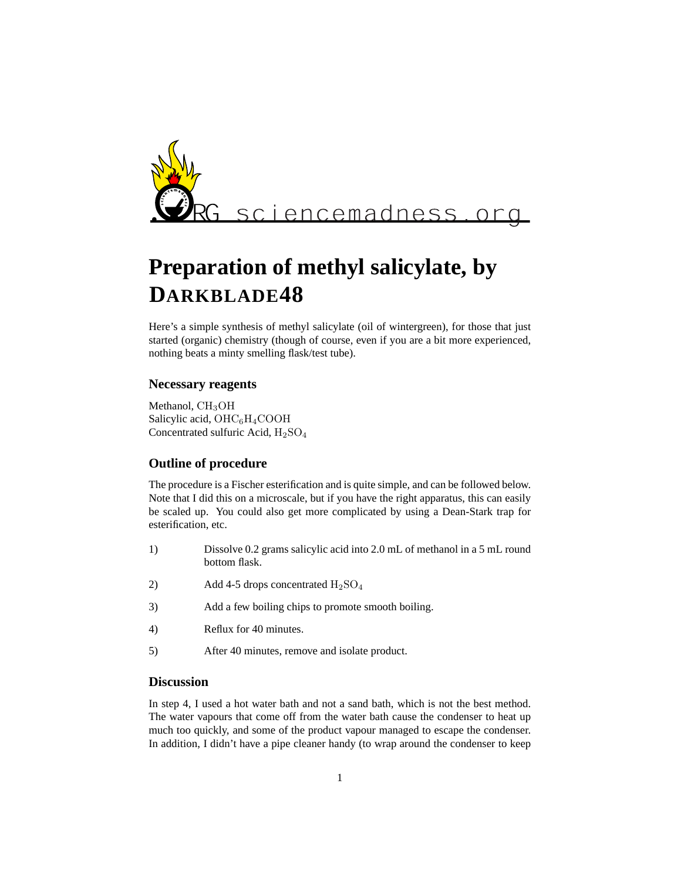sciencemadness.org

# Preparation of methyl salicylate, by DARKBLADE48

Here's a simple synthesis of methyl salicylate (oil of wintergreen), for those that just started (organic) chemistry (though of course, even if you are a bit more experienced, nothing beats a minty smelling flask/test tube).

## Necessary reagents

Methanol, $CH_3OH$
Salicylic acid, $OHC_6H_4COOH$
Concentrated sulfuric Acid, $H_2SO_4$

## Outline of procedure

The procedure is a Fischer esterification and is quite simple, and can be followed below. Note that I did this on a microscale, but if you have the right apparatus, this can easily be scaled up. You could also get more complicated by using a Dean-Stark trap for esterification, etc.

1) Dissolve 0.2 grams salicylic acid into 2.0 mL of methanol in a 5 mL round bottom flask.
2) Add 4-5 drops concentrated $H_2SO_4$
3) Add a few boiling chips to promote smooth boiling.
4) Reflux for 40 minutes.
5) After 40 minutes, remove and isolate product.

## Discussion

In step 4, I used a hot water bath and not a sand bath, which is not the best method. The water vapours that come off from the water bath cause the condenser to heat up much too quickly, and some of the product vapour managed to escape the condenser. In addition, I didn't have a pipe cleaner handy (to wrap around the condenser to keep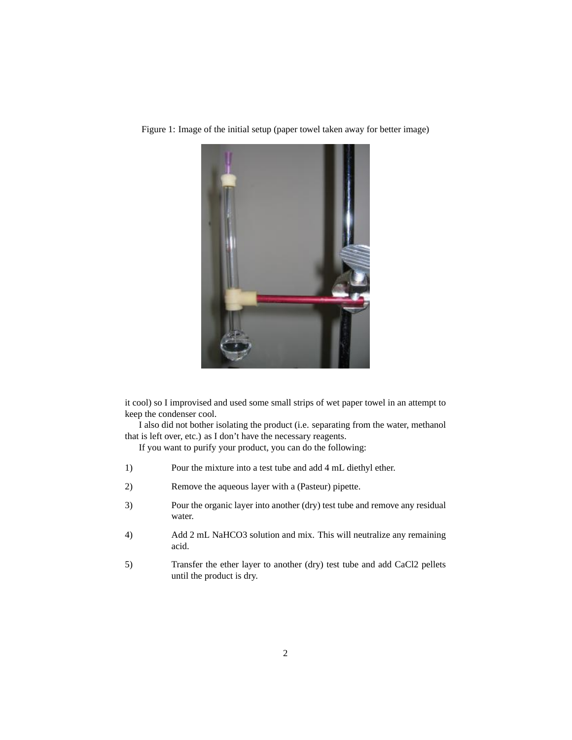Figure 1: Image of the initial setup (paper towel taken away for better image)

it cool) so I improvised and used some small strips of wet paper towel in an attempt to keep the condenser cool.

I also did not bother isolating the product (i.e. separating from the water, methanol that is left over, etc.) as I don't have the necessary reagents.

If you want to purify your product, you can do the following:

1) Pour the mixture into a test tube and add 4 mL diethyl ether.

2) Remove the aqueous layer with a (Pasteur) pipette.

3) Pour the organic layer into another (dry) test tube and remove any residual water.

4) Add 2 mL $NaHCO_3$ solution and mix. This will neutralize any remaining acid.

5) Transfer the ether layer to another (dry) test tube and add $CaCl_2$ pellets until the product is dry.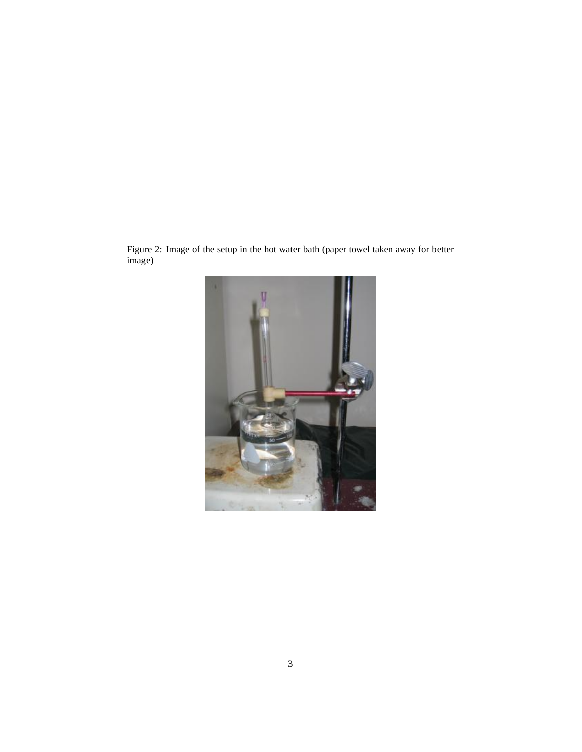Figure 2: Image of the setup in the hot water bath (paper towel taken away for better image)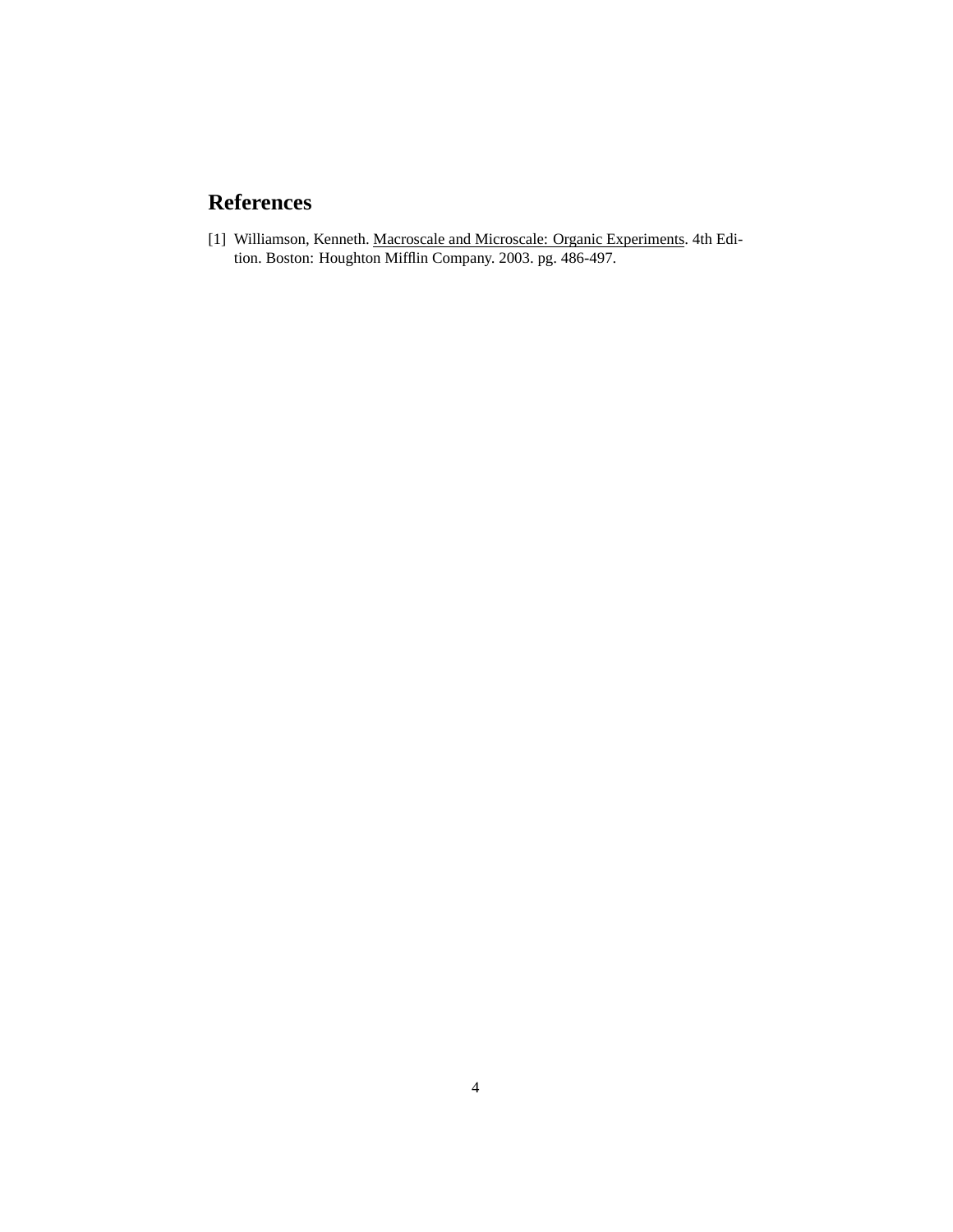## References

[1] Williamson, Kenneth. Macroscale and Microscale: Organic Experiments. 4th Edition. Boston: Houghton Mifflin Company. 2003. pg. 486-497.